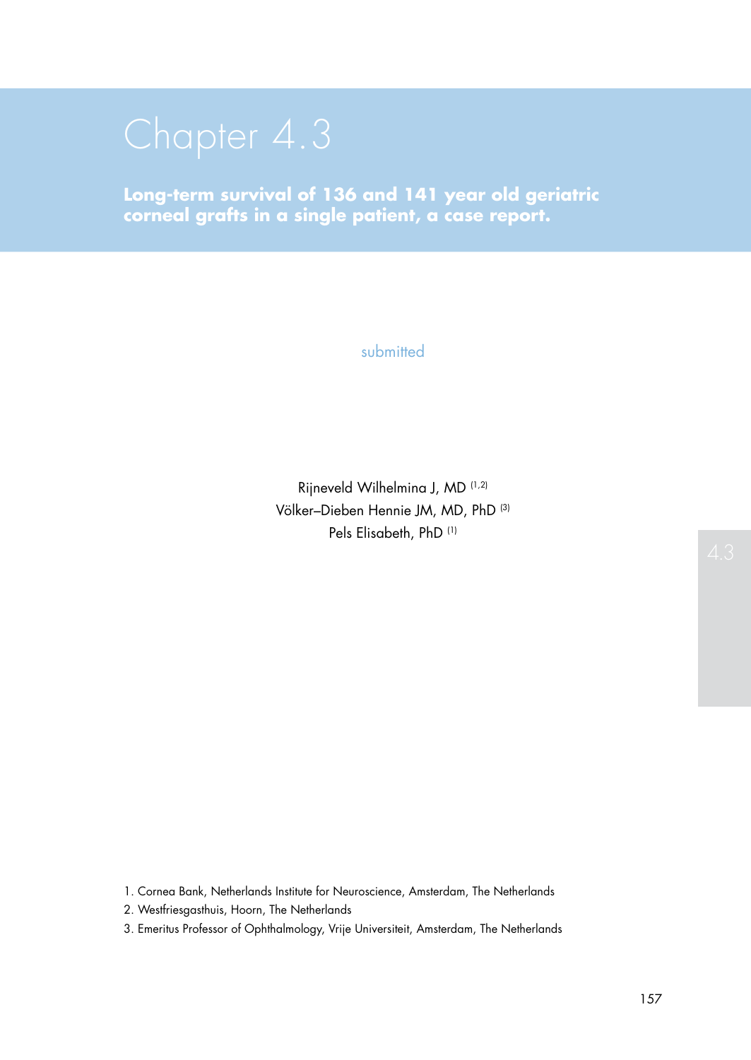# Chapter 4.3

## Long-term survival of 136 and 141 year old geriatric corneal grafts in a single patient, a case report.

submitted

Rijneveld Wilhelmina J, MD [1,2]
Völker–Dieben Hennie JM, MD, PhD [3]
Pels Elisabeth, PhD [1]

1. Cornea Bank, Netherlands Institute for Neuroscience, Amsterdam, The Netherlands
2. Westfriesgasthuis, Hoorn, The Netherlands
3. Emeritus Professor of Ophthalmology, Vrije Universiteit, Amsterdam, The Netherlands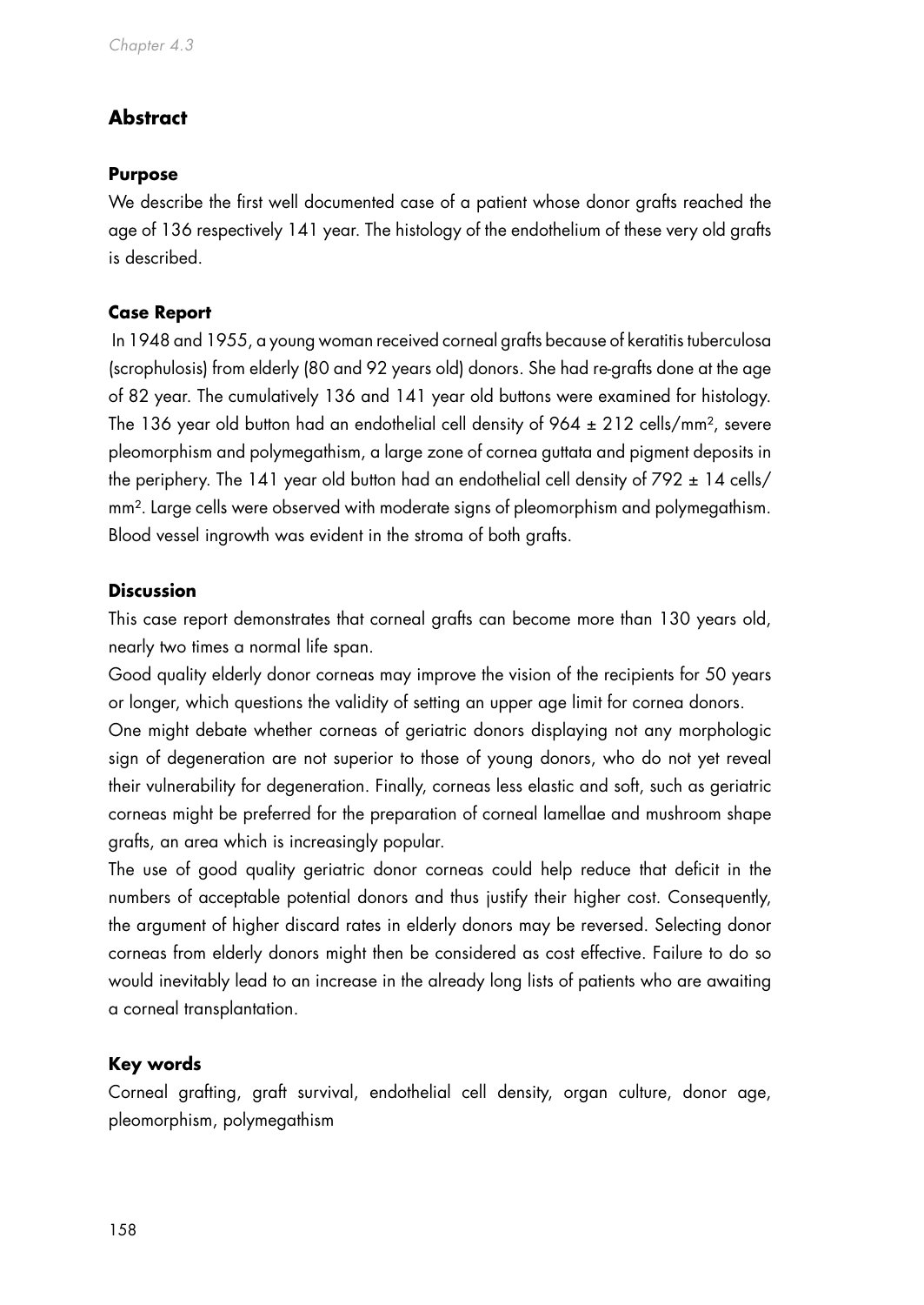## Abstract

### Purpose

We describe the first well documented case of a patient whose donor grafts reached the age of 136 respectively 141 year. The histology of the endothelium of these very old grafts is described.

### Case Report

In 1948 and 1955, a young woman received corneal grafts because of keratitis tuberculosa (scrophulosis) from elderly (80 and 92 years old) donors. She had re-grafts done at the age of 82 year. The cumulatively 136 and 141 year old buttons were examined for histology. The 136 year old button had an endothelial cell density of 964 ± 212 cells/mm$^2$, severe pleomorphism and polymegathism, a large zone of cornea guttata and pigment deposits in the periphery. The 141 year old button had an endothelial cell density of 792 ± 14 cells/mm$^2$. Large cells were observed with moderate signs of pleomorphism and polymegathism. Blood vessel ingrowth was evident in the stroma of both grafts.

### Discussion

This case report demonstrates that corneal grafts can become more than 130 years old, nearly two times a normal life span.

Good quality elderly donor corneas may improve the vision of the recipients for 50 years or longer, which questions the validity of setting an upper age limit for cornea donors.

One might debate whether corneas of geriatric donors displaying not any morphologic sign of degeneration are not superior to those of young donors, who do not yet reveal their vulnerability for degeneration. Finally, corneas less elastic and soft, such as geriatric corneas might be preferred for the preparation of corneal lamellae and mushroom shape grafts, an area which is increasingly popular.

The use of good quality geriatric donor corneas could help reduce that deficit in the numbers of acceptable potential donors and thus justify their higher cost. Consequently, the argument of higher discard rates in elderly donors may be reversed. Selecting donor corneas from elderly donors might then be considered as cost effective. Failure to do so would inevitably lead to an increase in the already long lists of patients who are awaiting a corneal transplantation.

### Key words

Corneal grafting, graft survival, endothelial cell density, organ culture, donor age, pleomorphism, polymegathism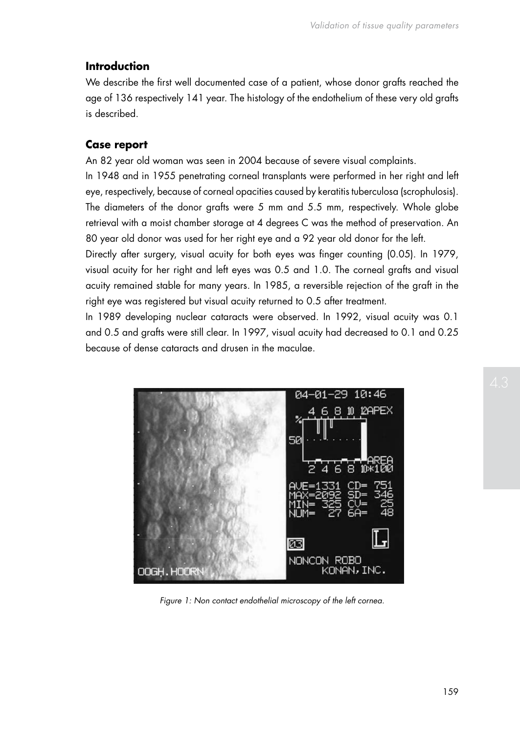## Introduction

We describe the first well documented case of a patient, whose donor grafts reached the age of 136 respectively 141 year. The histology of the endothelium of these very old grafts is described.

## Case report

An 82 year old woman was seen in 2004 because of severe visual complaints.

In 1948 and in 1955 penetrating corneal transplants were performed in her right and left eye, respectively, because of corneal opacities caused by keratitis tuberculosa (scrophulosis). The diameters of the donor grafts were 5 mm and 5.5 mm, respectively. Whole globe retrieval with a moist chamber storage at 4 degrees C was the method of preservation. An 80 year old donor was used for her right eye and a 92 year old donor for the left.

Directly after surgery, visual acuity for both eyes was finger counting (0.05). In 1979, visual acuity for her right and left eyes was 0.5 and 1.0. The corneal grafts and visual acuity remained stable for many years. In 1985, a reversible rejection of the graft in the right eye was registered but visual acuity returned to 0.5 after treatment.

In 1989 developing nuclear cataracts were observed. In 1992, visual acuity was 0.1 and 0.5 and grafts were still clear. In 1997, visual acuity had decreased to 0.1 and 0.25 because of dense cataracts and drusen in the maculae.

*Figure 1: Non contact endothelial microscopy of the left cornea.*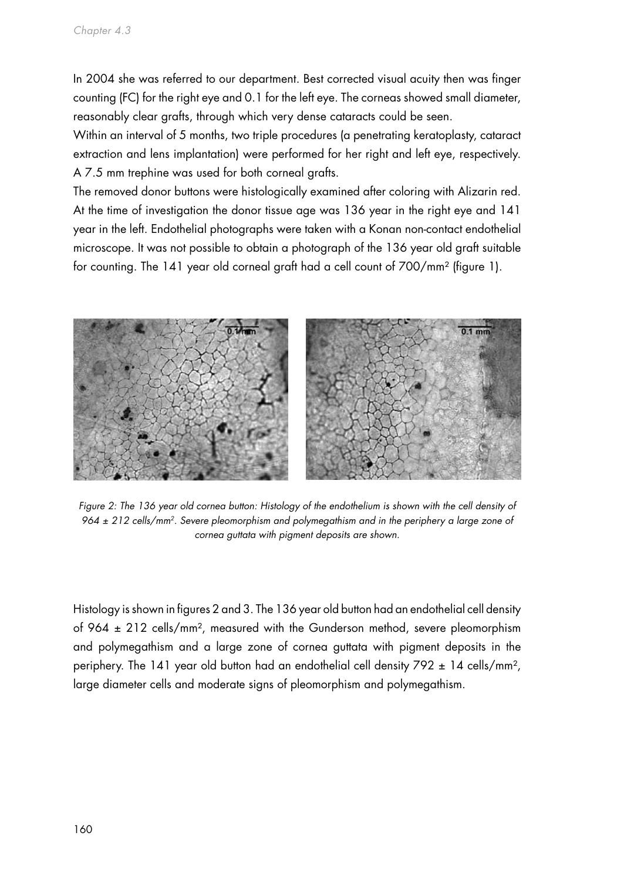In 2004 she was referred to our department. Best corrected visual acuity then was finger counting (FC) for the right eye and 0.1 for the left eye. The corneas showed small diameter, reasonably clear grafts, through which very dense cataracts could be seen.

Within an interval of 5 months, two triple procedures (a penetrating keratoplasty, cataract extraction and lens implantation) were performed for her right and left eye, respectively. A 7.5 mm trephine was used for both corneal grafts.

The removed donor buttons were histologically examined after coloring with Alizarin red. At the time of investigation the donor tissue age was 136 year in the right eye and 141 year in the left. Endothelial photographs were taken with a Konan non-contact endothelial microscope. It was not possible to obtain a photograph of the 136 year old graft suitable for counting. The 141 year old corneal graft had a cell count of 700/mm² (figure 1).

*Figure 2: The 136 year old cornea button: Histology of the endothelium is shown with the cell density of 964 ± 212 cells/mm². Severe pleomorphism and polymegathism and in the periphery a large zone of cornea guttata with pigment deposits are shown.*

Histology is shown in figures 2 and 3. The 136 year old button had an endothelial cell density of 964 ± 212 cells/mm², measured with the Gunderson method, severe pleomorphism and polymegathism and a large zone of cornea guttata with pigment deposits in the periphery. The 141 year old button had an endothelial cell density 792 ± 14 cells/mm², large diameter cells and moderate signs of pleomorphism and polymegathism.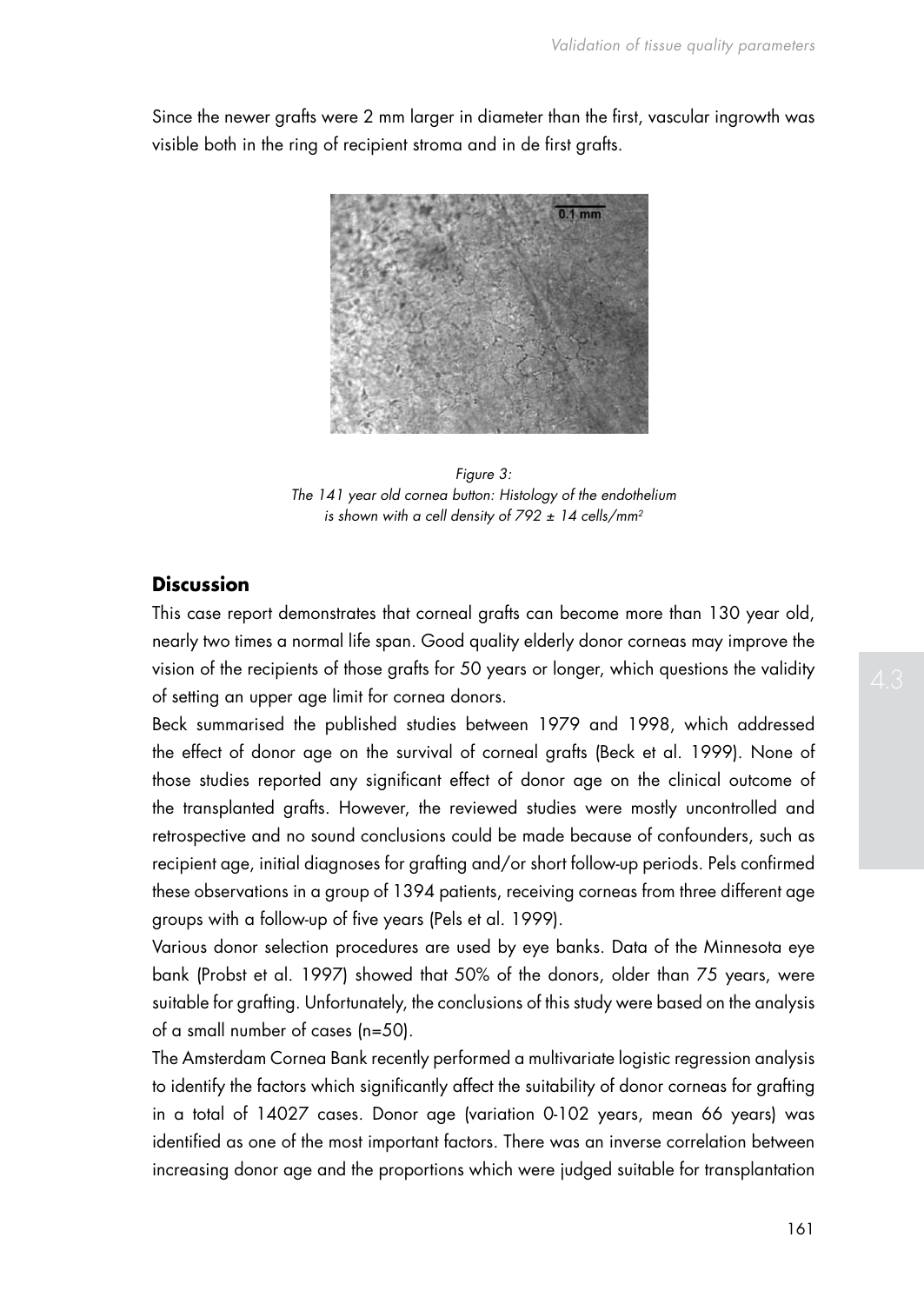Since the newer grafts were 2 mm larger in diameter than the first, vascular ingrowth was visible both in the ring of recipient stroma and in de first grafts.

*Figure 3:*
*The 141 year old cornea button: Histology of the endothelium is shown with a cell density of 792 ± 14 cells/mm²*

## Discussion

This case report demonstrates that corneal grafts can become more than 130 year old, nearly two times a normal life span. Good quality elderly donor corneas may improve the vision of the recipients of those grafts for 50 years or longer, which questions the validity of setting an upper age limit for cornea donors.

Beck summarised the published studies between 1979 and 1998, which addressed the effect of donor age on the survival of corneal grafts (Beck et al. 1999). None of those studies reported any significant effect of donor age on the clinical outcome of the transplanted grafts. However, the reviewed studies were mostly uncontrolled and retrospective and no sound conclusions could be made because of confounders, such as recipient age, initial diagnoses for grafting and/or short follow-up periods. Pels confirmed these observations in a group of 1394 patients, receiving corneas from three different age groups with a follow-up of five years (Pels et al. 1999).

Various donor selection procedures are used by eye banks. Data of the Minnesota eye bank (Probst et al. 1997) showed that 50% of the donors, older than 75 years, were suitable for grafting. Unfortunately, the conclusions of this study were based on the analysis of a small number of cases (n=50).

The Amsterdam Cornea Bank recently performed a multivariate logistic regression analysis to identify the factors which significantly affect the suitability of donor corneas for grafting in a total of 14027 cases. Donor age (variation 0-102 years, mean 66 years) was identified as one of the most important factors. There was an inverse correlation between increasing donor age and the proportions which were judged suitable for transplantation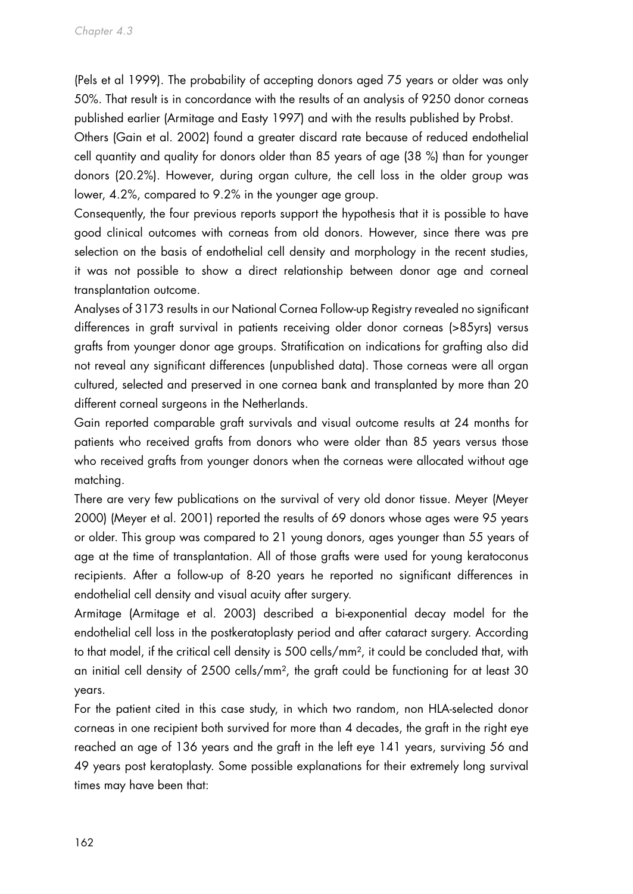(Pels et al 1999). The probability of accepting donors aged 75 years or older was only 50%. That result is in concordance with the results of an analysis of 9250 donor corneas published earlier (Armitage and Easty 1997) and with the results published by Probst.

Others (Gain et al. 2002) found a greater discard rate because of reduced endothelial cell quantity and quality for donors older than 85 years of age (38 %) than for younger donors (20.2%). However, during organ culture, the cell loss in the older group was lower, 4.2%, compared to 9.2% in the younger age group.

Consequently, the four previous reports support the hypothesis that it is possible to have good clinical outcomes with corneas from old donors. However, since there was pre selection on the basis of endothelial cell density and morphology in the recent studies, it was not possible to show a direct relationship between donor age and corneal transplantation outcome.

Analyses of 3173 results in our National Cornea Follow-up Registry revealed no significant differences in graft survival in patients receiving older donor corneas (>85yrs) versus grafts from younger donor age groups. Stratification on indications for grafting also did not reveal any significant differences (unpublished data). Those corneas were all organ cultured, selected and preserved in one cornea bank and transplanted by more than 20 different corneal surgeons in the Netherlands.

Gain reported comparable graft survivals and visual outcome results at 24 months for patients who received grafts from donors who were older than 85 years versus those who received grafts from younger donors when the corneas were allocated without age matching.

There are very few publications on the survival of very old donor tissue. Meyer (Meyer 2000) (Meyer et al. 2001) reported the results of 69 donors whose ages were 95 years or older. This group was compared to 21 young donors, ages younger than 55 years of age at the time of transplantation. All of those grafts were used for young keratoconus recipients. After a follow-up of 8-20 years he reported no significant differences in endothelial cell density and visual acuity after surgery.

Armitage (Armitage et al. 2003) described a bi-exponential decay model for the endothelial cell loss in the postkeratoplasty period and after cataract surgery. According to that model, if the critical cell density is 500 cells/mm², it could be concluded that, with an initial cell density of 2500 cells/mm², the graft could be functioning for at least 30 years.

For the patient cited in this case study, in which two random, non HLA-selected donor corneas in one recipient both survived for more than 4 decades, the graft in the right eye reached an age of 136 years and the graft in the left eye 141 years, surviving 56 and 49 years post keratoplasty. Some possible explanations for their extremely long survival times may have been that: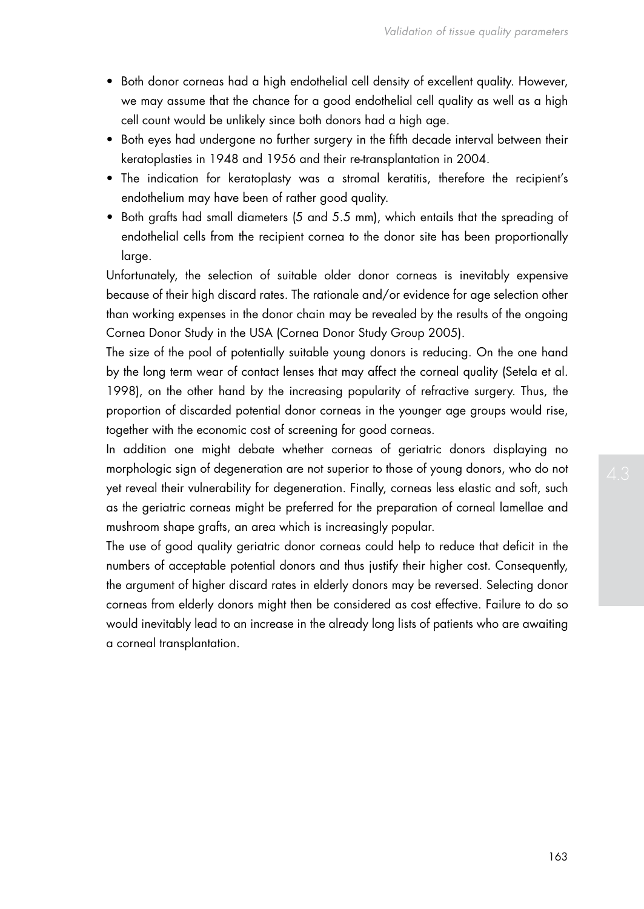- Both donor corneas had a high endothelial cell density of excellent quality. However, we may assume that the chance for a good endothelial cell quality as well as a high cell count would be unlikely since both donors had a high age.
- Both eyes had undergone no further surgery in the fifth decade interval between their keratoplasties in 1948 and 1956 and their re-transplantation in 2004.
- The indication for keratoplasty was a stromal keratitis, therefore the recipient's endothelium may have been of rather good quality.
- Both grafts had small diameters (5 and 5.5 mm), which entails that the spreading of endothelial cells from the recipient cornea to the donor site has been proportionally large.

Unfortunately, the selection of suitable older donor corneas is inevitably expensive because of their high discard rates. The rationale and/or evidence for age selection other than working expenses in the donor chain may be revealed by the results of the ongoing Cornea Donor Study in the USA (Cornea Donor Study Group 2005).

The size of the pool of potentially suitable young donors is reducing. On the one hand by the long term wear of contact lenses that may affect the corneal quality (Setela et al. 1998), on the other hand by the increasing popularity of refractive surgery. Thus, the proportion of discarded potential donor corneas in the younger age groups would rise, together with the economic cost of screening for good corneas.

In addition one might debate whether corneas of geriatric donors displaying no morphologic sign of degeneration are not superior to those of young donors, who do not yet reveal their vulnerability for degeneration. Finally, corneas less elastic and soft, such as the geriatric corneas might be preferred for the preparation of corneal lamellae and mushroom shape grafts, an area which is increasingly popular.

The use of good quality geriatric donor corneas could help to reduce that deficit in the numbers of acceptable potential donors and thus justify their higher cost. Consequently, the argument of higher discard rates in elderly donors may be reversed. Selecting donor corneas from elderly donors might then be considered as cost effective. Failure to do so would inevitably lead to an increase in the already long lists of patients who are awaiting a corneal transplantation.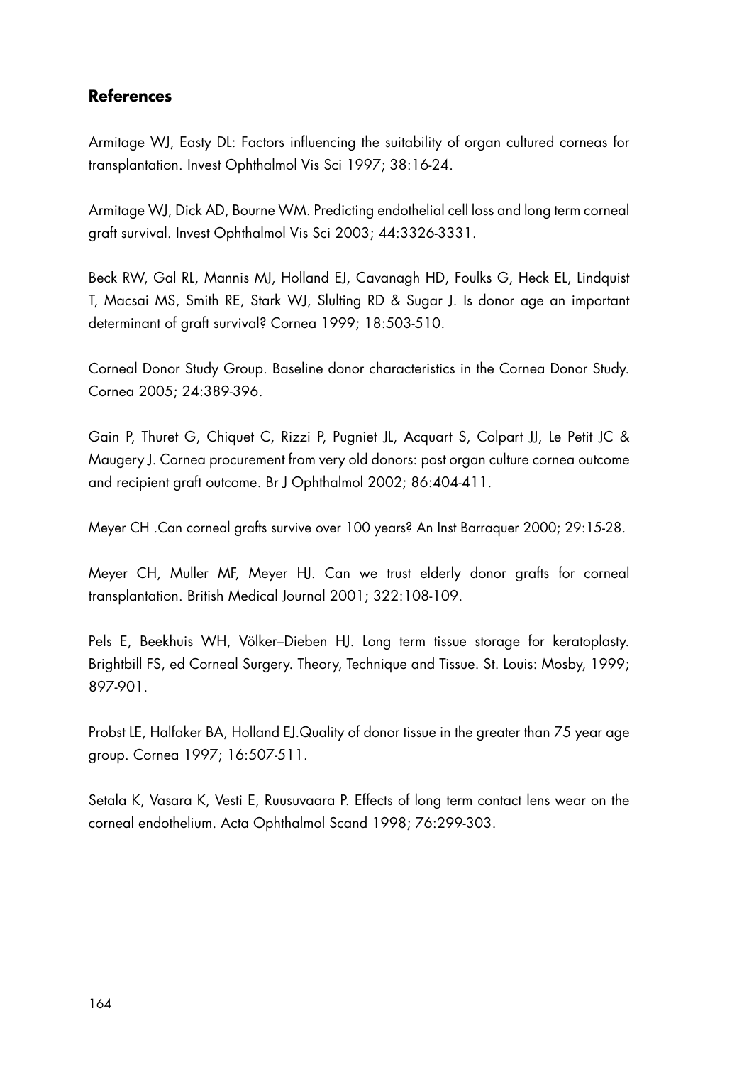## References

Armitage WJ, Easty DL: Factors influencing the suitability of organ cultured corneas for transplantation. Invest Ophthalmol Vis Sci 1997; 38:16-24.

Armitage WJ, Dick AD, Bourne WM. Predicting endothelial cell loss and long term corneal graft survival. Invest Ophthalmol Vis Sci 2003; 44:3326-3331.

Beck RW, Gal RL, Mannis MJ, Holland EJ, Cavanagh HD, Foulks G, Heck EL, Lindquist T, Macsai MS, Smith RE, Stark WJ, Slulting RD & Sugar J. Is donor age an important determinant of graft survival? Cornea 1999; 18:503-510.

Corneal Donor Study Group. Baseline donor characteristics in the Cornea Donor Study. Cornea 2005; 24:389-396.

Gain P, Thuret G, Chiquet C, Rizzi P, Pugniet JL, Acquart S, Colpart JJ, Le Petit JC & Maugery J. Cornea procurement from very old donors: post organ culture cornea outcome and recipient graft outcome. Br J Ophthalmol 2002; 86:404-411.

Meyer CH .Can corneal grafts survive over 100 years? An Inst Barraquer 2000; 29:15-28.

Meyer CH, Muller MF, Meyer HJ. Can we trust elderly donor grafts for corneal transplantation. British Medical Journal 2001; 322:108-109.

Pels E, Beekhuis WH, Völker–Dieben HJ. Long term tissue storage for keratoplasty. Brightbill FS, ed Corneal Surgery. Theory, Technique and Tissue. St. Louis: Mosby, 1999; 897-901.

Probst LE, Halfaker BA, Holland EJ.Quality of donor tissue in the greater than 75 year age group. Cornea 1997; 16:507-511.

Setala K, Vasara K, Vesti E, Ruusuvaara P. Effects of long term contact lens wear on the corneal endothelium. Acta Ophthalmol Scand 1998; 76:299-303.